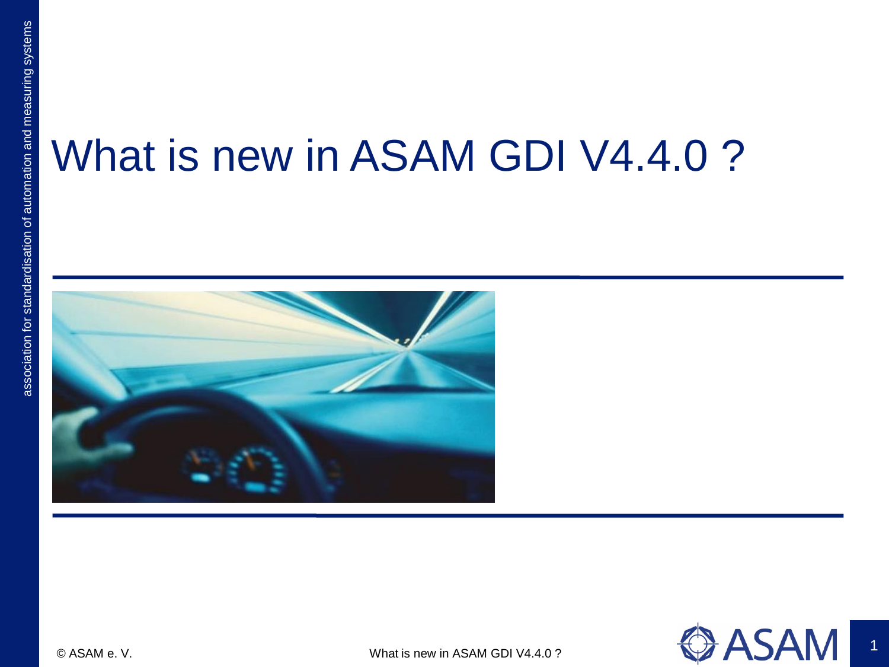# What is new in ASAM GDI V4.4.0 ?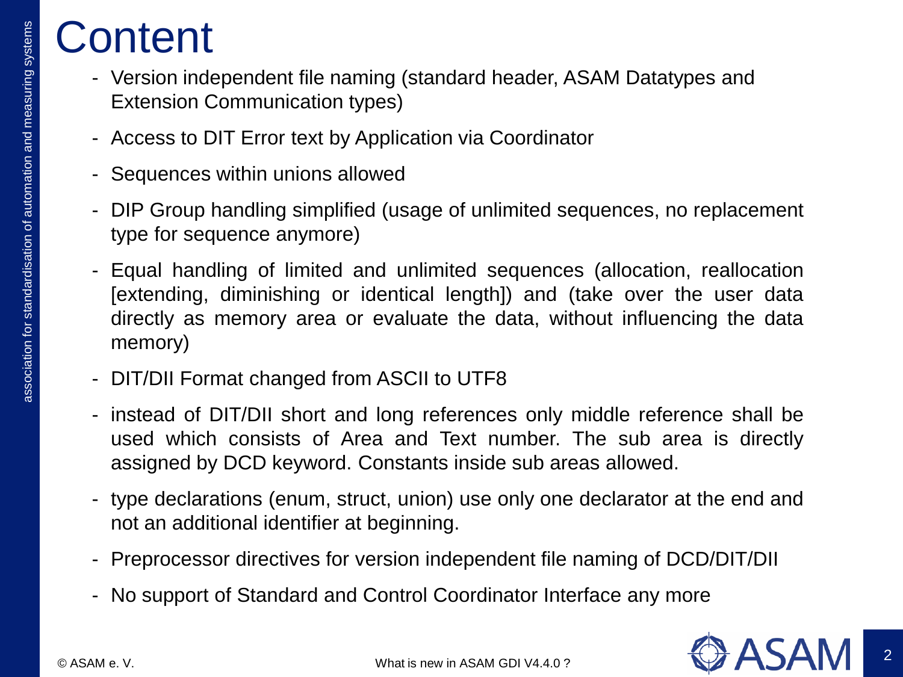# Content

- Version independent file naming (standard header, ASAM Datatypes and Extension Communication types)
- Access to DIT Error text by Application via Coordinator
- Sequences within unions allowed
- DIP Group handling simplified (usage of unlimited sequences, no replacement type for sequence anymore)
- Equal handling of limited and unlimited sequences (allocation, reallocation [extending, diminishing or identical length]) and (take over the user data directly as memory area or evaluate the data, without influencing the data memory)
- DIT/DII Format changed from ASCII to UTF8
- instead of DIT/DII short and long references only middle reference shall be used which consists of Area and Text number. The sub area is directly assigned by DCD keyword. Constants inside sub areas allowed.
- type declarations (enum, struct, union) use only one declarator at the end and not an additional identifier at beginning.
- Preprocessor directives for version independent file naming of DCD/DIT/DII
- No support of Standard and Control Coordinator Interface any more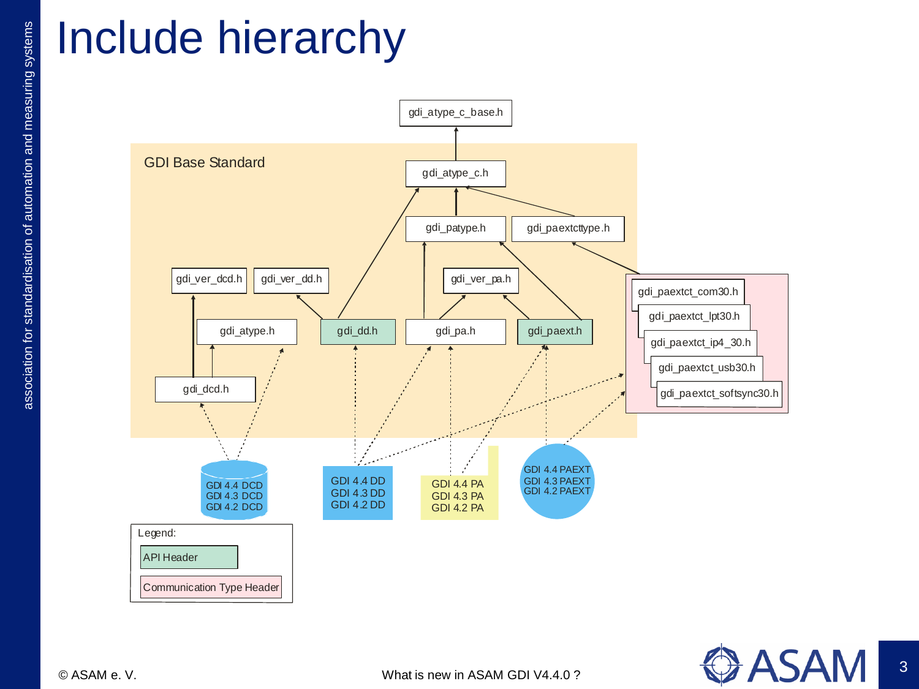# Include hierarchy

GDI Base Standard

gdi_atype_c_base.h

gdi_atype_c.h

gdi_patype.h

gdi_paextcttype.h

gdi_ver_dcd.h

gdi_ver_dd.h

gdi_ver_pa.h

gdi_atype.h

gdi_dd.h

gdi_pa.h

gdi_paext.h

gdi_dcd.h

gdi_paextct_com30.h

gdi_paextct_lpt30.h

gdi_paextct_ip4_30.h

gdi_paextct_usb30.h

gdi_paextct_softsync30.h

GDI 4.4 DCD
GDI 4.3 DCD
GDI 4.2 DCD

GDI 4.4 DD
GDI 4.3 DD
GDI 4.2 DD

GDI 4.4 PA
GDI 4.3 PA
GDI 4.2 PA

GDI 4.4 PAEXT
GDI 4.3 PAEXT
GDI 4.2 PAEXT

Legend:

- API Header
- Communication Type Header

© ASAM e. V.

What is new in ASAM GDI V4.4.0 ?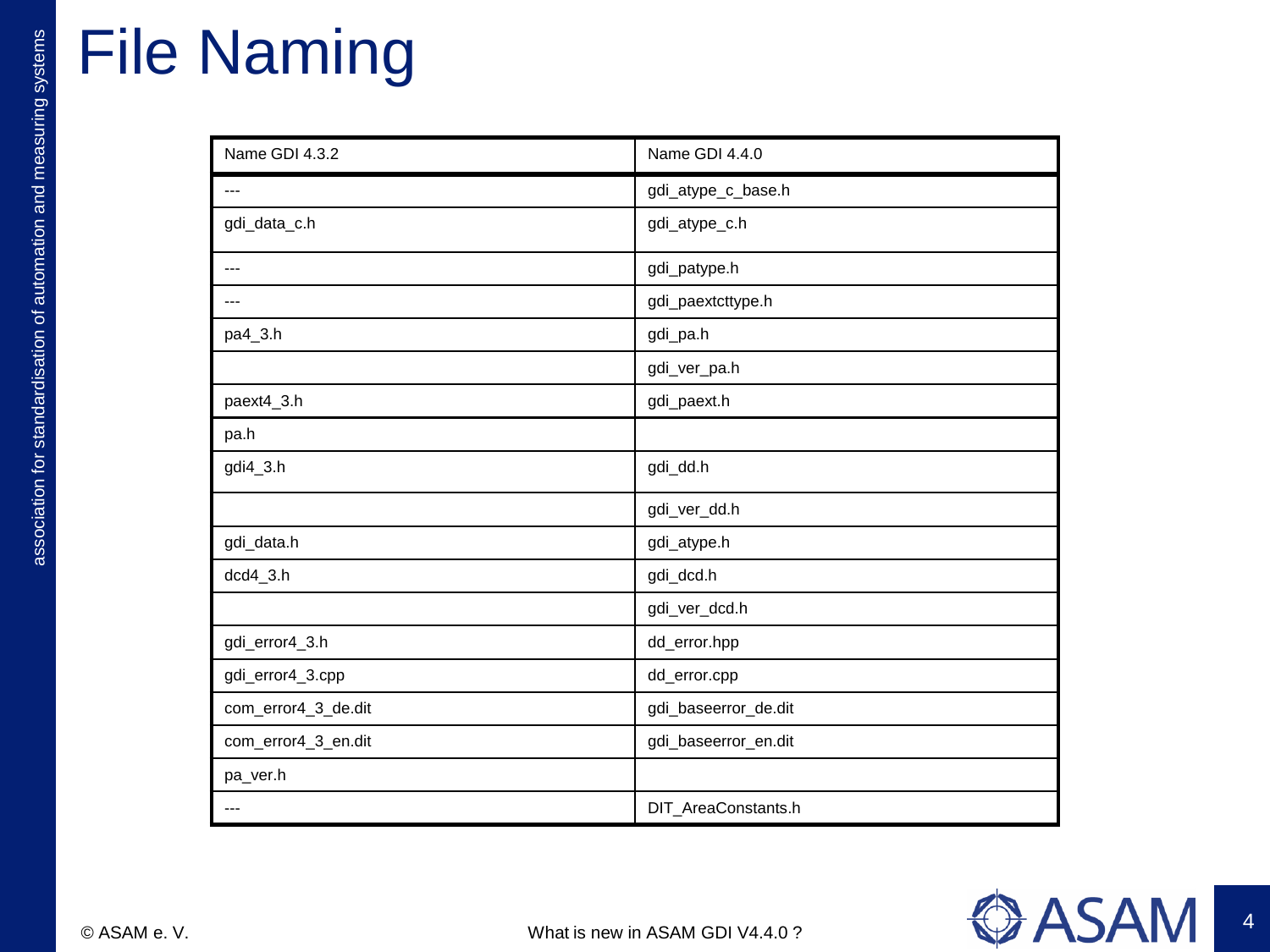# File Naming

| Name GDI 4.3.2 | Name GDI 4.4.0 |
|---|---|
| --- | gdi_atype_c_base.h |
| gdi_data_c.h | gdi_atype_c.h |
| --- | gdi_patype.h |
| --- | gdi_paextcttype.h |
| pa4_3.h | gdi_pa.h |
| | gdi_ver_pa.h |
| paext4_3.h | gdi_paext.h |
| pa.h | |
| gdi4_3.h | gdi_dd.h |
| | gdi_ver_dd.h |
| gdi_data.h | gdi_atype.h |
| dcd4_3.h | gdi_dcd.h |
| | gdi_ver_dcd.h |
| gdi_error4_3.h | dd_error.hpp |
| gdi_error4_3.cpp | dd_error.cpp |
| com_error4_3_de.dit | gdi_baseerror_de.dit |
| com_error4_3_en.dit | gdi_baseerror_en.dit |
| pa_ver.h | |
| --- | DIT_AreaConstants.h |